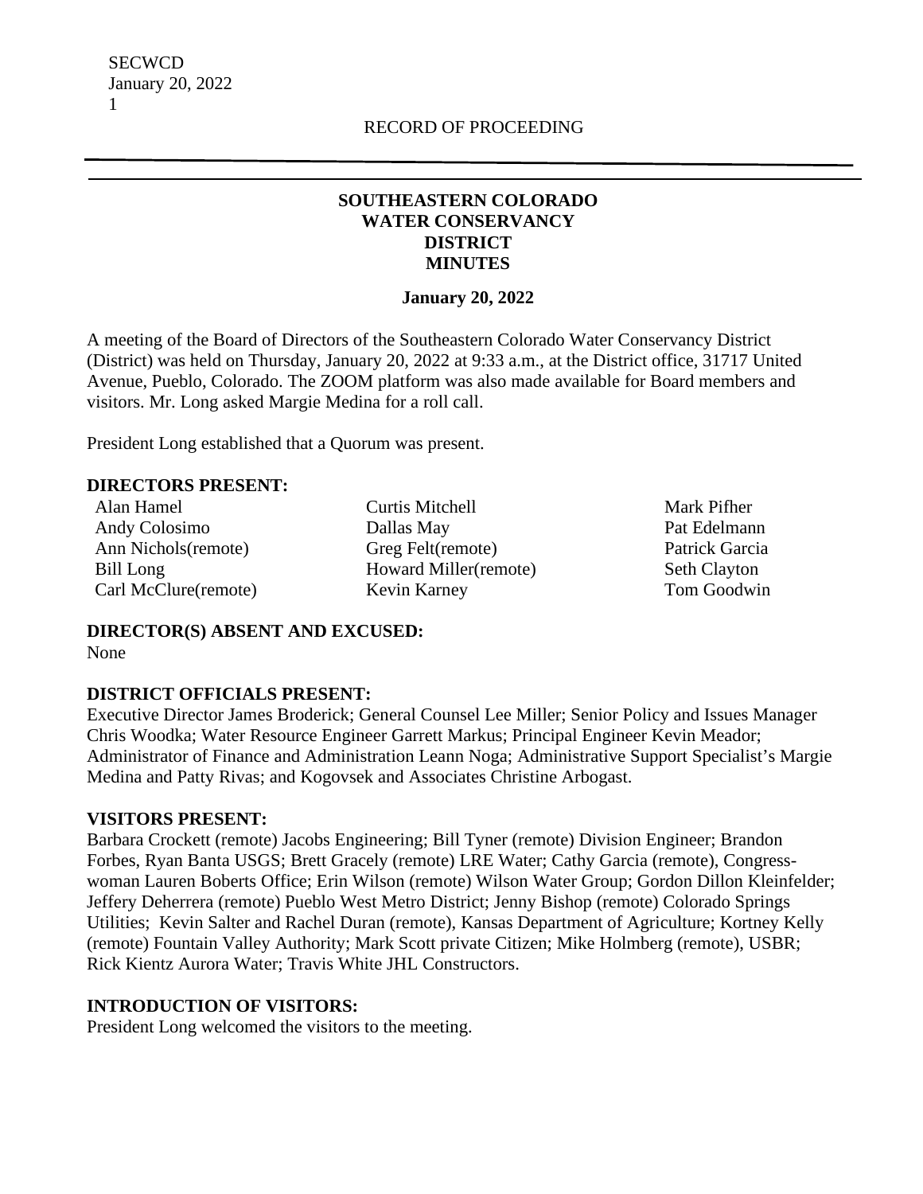RECORD OF PROCEEDING

# SOUTHEASTERN COLORADO WATER CONSERVANCY DISTRICT MINUTES

**January 20, 2022**

A meeting of the Board of Directors of the Southeastern Colorado Water Conservancy District (District) was held on Thursday, January 20, 2022 at 9:33 a.m., at the District office, 31717 United Avenue, Pueblo, Colorado. The ZOOM platform was also made available for Board members and visitors. Mr. Long asked Margie Medina for a roll call.

President Long established that a Quorum was present.

**DIRECTORS PRESENT:**

| | | |
|---|---|---|
| Alan Hamel | Curtis Mitchell | Mark Pifher |
| Andy Colosimo | Dallas May | Pat Edelmann |
| Ann Nichols(remote) | Greg Felt(remote) | Patrick Garcia |
| Bill Long | Howard Miller(remote) | Seth Clayton |
| Carl McClure(remote) | Kevin Karney | Tom Goodwin |

**DIRECTOR(S) ABSENT AND EXCUSED:**
None

**DISTRICT OFFICIALS PRESENT:**
Executive Director James Broderick; General Counsel Lee Miller; Senior Policy and Issues Manager Chris Woodka; Water Resource Engineer Garrett Markus; Principal Engineer Kevin Meador; Administrator of Finance and Administration Leann Noga; Administrative Support Specialist's Margie Medina and Patty Rivas; and Kogovsek and Associates Christine Arbogast.

**VISITORS PRESENT:**
Barbara Crockett (remote) Jacobs Engineering; Bill Tyner (remote) Division Engineer; Brandon Forbes, Ryan Banta USGS; Brett Gracely (remote) LRE Water; Cathy Garcia (remote), Congress-woman Lauren Boberts Office; Erin Wilson (remote) Wilson Water Group; Gordon Dillon Kleinfelder; Jeffery Deherrera (remote) Pueblo West Metro District; Jenny Bishop (remote) Colorado Springs Utilities; Kevin Salter and Rachel Duran (remote), Kansas Department of Agriculture; Kortney Kelly (remote) Fountain Valley Authority; Mark Scott private Citizen; Mike Holmberg (remote), USBR; Rick Kientz Aurora Water; Travis White JHL Constructors.

**INTRODUCTION OF VISITORS:**
President Long welcomed the visitors to the meeting.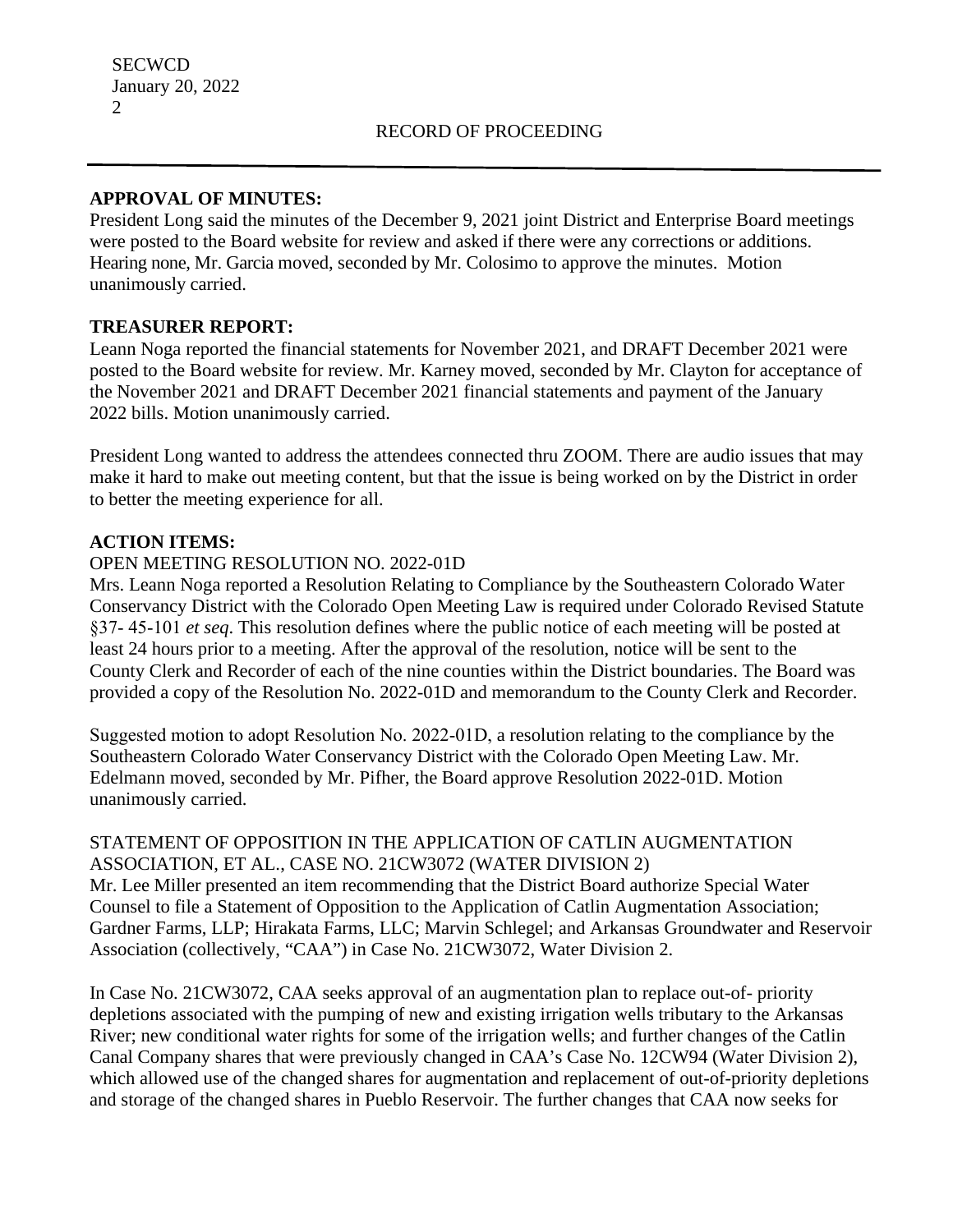RECORD OF PROCEEDING

**APPROVAL OF MINUTES:**

President Long said the minutes of the December 9, 2021 joint District and Enterprise Board meetings were posted to the Board website for review and asked if there were any corrections or additions. Hearing none, Mr. Garcia moved, seconded by Mr. Colosimo to approve the minutes. Motion unanimously carried.

**TREASURER REPORT:**

Leann Noga reported the financial statements for November 2021, and DRAFT December 2021 were posted to the Board website for review. Mr. Karney moved, seconded by Mr. Clayton for acceptance of the November 2021 and DRAFT December 2021 financial statements and payment of the January 2022 bills. Motion unanimously carried.

President Long wanted to address the attendees connected thru ZOOM. There are audio issues that may make it hard to make out meeting content, but that the issue is being worked on by the District in order to better the meeting experience for all.

**ACTION ITEMS:**

OPEN MEETING RESOLUTION NO. 2022-01D

Mrs. Leann Noga reported a Resolution Relating to Compliance by the Southeastern Colorado Water Conservancy District with the Colorado Open Meeting Law is required under Colorado Revised Statute §37- 45-101 *et seq*. This resolution defines where the public notice of each meeting will be posted at least 24 hours prior to a meeting. After the approval of the resolution, notice will be sent to the County Clerk and Recorder of each of the nine counties within the District boundaries. The Board was provided a copy of the Resolution No. 2022-01D and memorandum to the County Clerk and Recorder.

Suggested motion to adopt Resolution No. 2022-01D, a resolution relating to the compliance by the Southeastern Colorado Water Conservancy District with the Colorado Open Meeting Law. Mr. Edelmann moved, seconded by Mr. Pifher, the Board approve Resolution 2022-01D. Motion unanimously carried.

STATEMENT OF OPPOSITION IN THE APPLICATION OF CATLIN AUGMENTATION ASSOCIATION, ET AL., CASE NO. 21CW3072 (WATER DIVISION 2)

Mr. Lee Miller presented an item recommending that the District Board authorize Special Water Counsel to file a Statement of Opposition to the Application of Catlin Augmentation Association; Gardner Farms, LLP; Hirakata Farms, LLC; Marvin Schlegel; and Arkansas Groundwater and Reservoir Association (collectively, "CAA") in Case No. 21CW3072, Water Division 2.

In Case No. 21CW3072, CAA seeks approval of an augmentation plan to replace out-of- priority depletions associated with the pumping of new and existing irrigation wells tributary to the Arkansas River; new conditional water rights for some of the irrigation wells; and further changes of the Catlin Canal Company shares that were previously changed in CAA's Case No. 12CW94 (Water Division 2), which allowed use of the changed shares for augmentation and replacement of out-of-priority depletions and storage of the changed shares in Pueblo Reservoir. The further changes that CAA now seeks for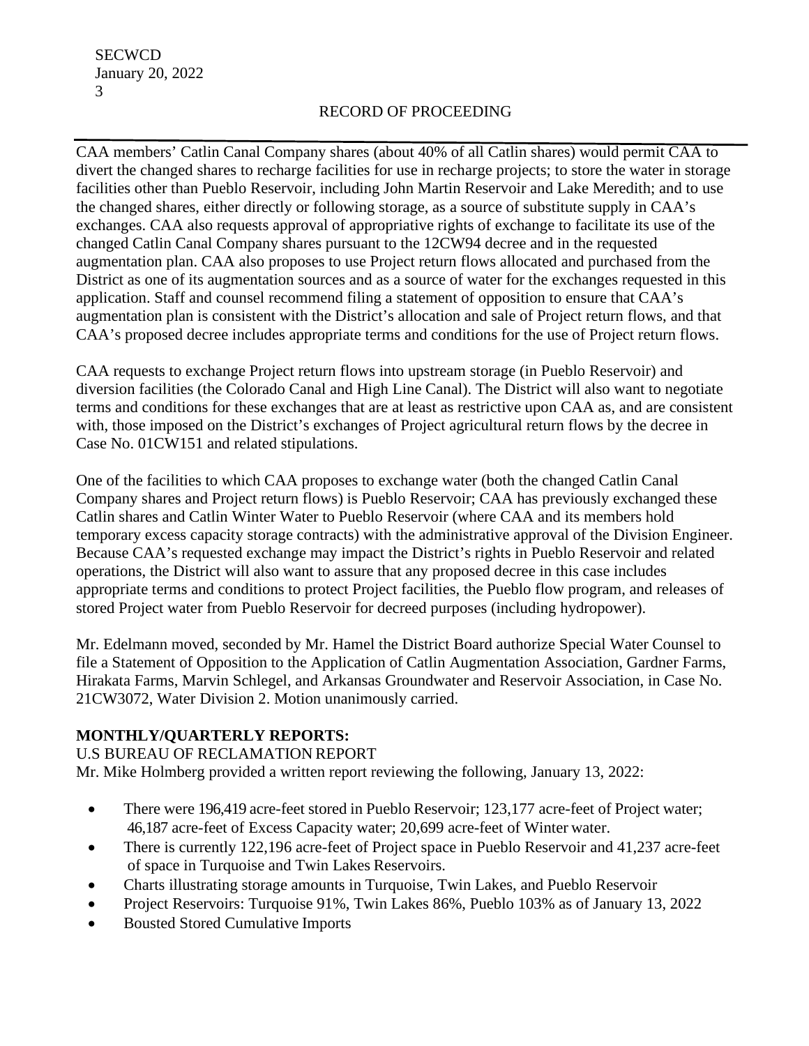CAA members' Catlin Canal Company shares (about 40% of all Catlin shares) would permit CAA to divert the changed shares to recharge facilities for use in recharge projects; to store the water in storage facilities other than Pueblo Reservoir, including John Martin Reservoir and Lake Meredith; and to use the changed shares, either directly or following storage, as a source of substitute supply in CAA's exchanges. CAA also requests approval of appropriative rights of exchange to facilitate its use of the changed Catlin Canal Company shares pursuant to the 12CW94 decree and in the requested augmentation plan. CAA also proposes to use Project return flows allocated and purchased from the District as one of its augmentation sources and as a source of water for the exchanges requested in this application. Staff and counsel recommend filing a statement of opposition to ensure that CAA's augmentation plan is consistent with the District's allocation and sale of Project return flows, and that CAA's proposed decree includes appropriate terms and conditions for the use of Project return flows.

CAA requests to exchange Project return flows into upstream storage (in Pueblo Reservoir) and diversion facilities (the Colorado Canal and High Line Canal). The District will also want to negotiate terms and conditions for these exchanges that are at least as restrictive upon CAA as, and are consistent with, those imposed on the District's exchanges of Project agricultural return flows by the decree in Case No. 01CW151 and related stipulations.

One of the facilities to which CAA proposes to exchange water (both the changed Catlin Canal Company shares and Project return flows) is Pueblo Reservoir; CAA has previously exchanged these Catlin shares and Catlin Winter Water to Pueblo Reservoir (where CAA and its members hold temporary excess capacity storage contracts) with the administrative approval of the Division Engineer. Because CAA's requested exchange may impact the District's rights in Pueblo Reservoir and related operations, the District will also want to assure that any proposed decree in this case includes appropriate terms and conditions to protect Project facilities, the Pueblo flow program, and releases of stored Project water from Pueblo Reservoir for decreed purposes (including hydropower).

Mr. Edelmann moved, seconded by Mr. Hamel the District Board authorize Special Water Counsel to file a Statement of Opposition to the Application of Catlin Augmentation Association, Gardner Farms, Hirakata Farms, Marvin Schlegel, and Arkansas Groundwater and Reservoir Association, in Case No. 21CW3072, Water Division 2. Motion unanimously carried.

**MONTHLY/QUARTERLY REPORTS:**

U.S BUREAU OF RECLAMATION REPORT

Mr. Mike Holmberg provided a written report reviewing the following, January 13, 2022:

- There were 196,419 acre-feet stored in Pueblo Reservoir; 123,177 acre-feet of Project water; 46,187 acre-feet of Excess Capacity water; 20,699 acre-feet of Winter water.
- There is currently 122,196 acre-feet of Project space in Pueblo Reservoir and 41,237 acre-feet of space in Turquoise and Twin Lakes Reservoirs.
- Charts illustrating storage amounts in Turquoise, Twin Lakes, and Pueblo Reservoir
- Project Reservoirs: Turquoise 91%, Twin Lakes 86%, Pueblo 103% as of January 13, 2022
- Bousted Stored Cumulative Imports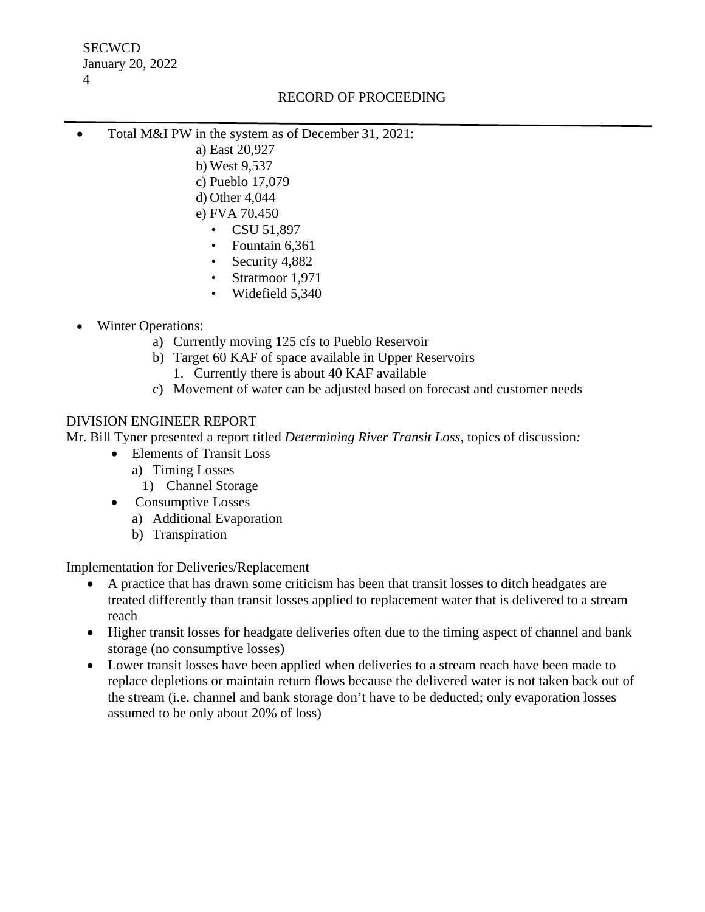- Total M&I PW in the system as of December 31, 2021:
    a) East 20,927
    b) West 9,537
    c) Pueblo 17,079
    d) Other 4,044
    e) FVA 70,450
        - CSU 51,897
        - Fountain 6,361
        - Security 4,882
        - Stratmoor 1,971
        - Widefield 5,340

- Winter Operations:
    a) Currently moving 125 cfs to Pueblo Reservoir
    b) Target 60 KAF of space available in Upper Reservoirs
        1. Currently there is about 40 KAF available
    c) Movement of water can be adjusted based on forecast and customer needs

DIVISION ENGINEER REPORT

Mr. Bill Tyner presented a report titled *Determining River Transit Loss*, topics of discussion*:*

- Elements of Transit Loss
    a) Timing Losses
        1) Channel Storage
- Consumptive Losses
    a) Additional Evaporation
    b) Transpiration

Implementation for Deliveries/Replacement

- A practice that has drawn some criticism has been that transit losses to ditch headgates are treated differently than transit losses applied to replacement water that is delivered to a stream reach
- Higher transit losses for headgate deliveries often due to the timing aspect of channel and bank storage (no consumptive losses)
- Lower transit losses have been applied when deliveries to a stream reach have been made to replace depletions or maintain return flows because the delivered water is not taken back out of the stream (i.e. channel and bank storage don't have to be deducted; only evaporation losses assumed to be only about 20% of loss)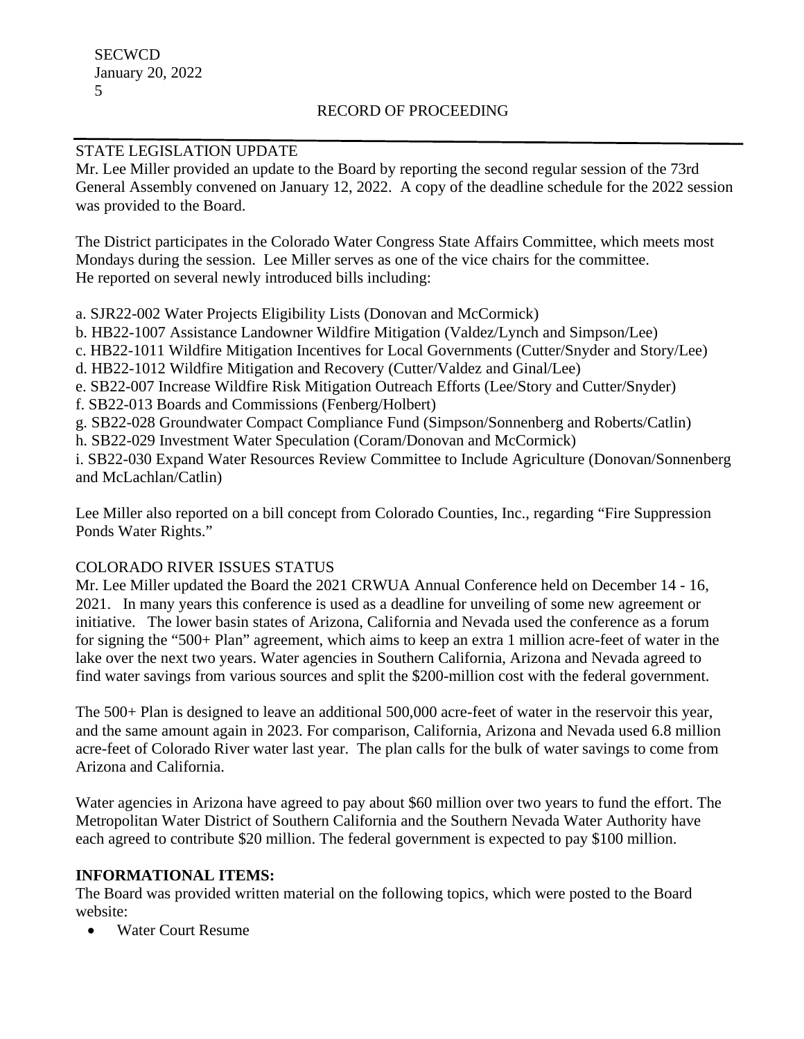RECORD OF PROCEEDING

STATE LEGISLATION UPDATE

Mr. Lee Miller provided an update to the Board by reporting the second regular session of the 73rd General Assembly convened on January 12, 2022. A copy of the deadline schedule for the 2022 session was provided to the Board.

The District participates in the Colorado Water Congress State Affairs Committee, which meets most Mondays during the session. Lee Miller serves as one of the vice chairs for the committee. He reported on several newly introduced bills including:

a. SJR22-002 Water Projects Eligibility Lists (Donovan and McCormick)
b. HB22-1007 Assistance Landowner Wildfire Mitigation (Valdez/Lynch and Simpson/Lee)
c. HB22-1011 Wildfire Mitigation Incentives for Local Governments (Cutter/Snyder and Story/Lee)
d. HB22-1012 Wildfire Mitigation and Recovery (Cutter/Valdez and Ginal/Lee)
e. SB22-007 Increase Wildfire Risk Mitigation Outreach Efforts (Lee/Story and Cutter/Snyder)
f. SB22-013 Boards and Commissions (Fenberg/Holbert)
g. SB22-028 Groundwater Compact Compliance Fund (Simpson/Sonnenberg and Roberts/Catlin)
h. SB22-029 Investment Water Speculation (Coram/Donovan and McCormick)
i. SB22-030 Expand Water Resources Review Committee to Include Agriculture (Donovan/Sonnenberg and McLachlan/Catlin)

Lee Miller also reported on a bill concept from Colorado Counties, Inc., regarding "Fire Suppression Ponds Water Rights."

COLORADO RIVER ISSUES STATUS

Mr. Lee Miller updated the Board the 2021 CRWUA Annual Conference held on December 14 - 16, 2021. In many years this conference is used as a deadline for unveiling of some new agreement or initiative. The lower basin states of Arizona, California and Nevada used the conference as a forum for signing the "500+ Plan" agreement, which aims to keep an extra 1 million acre-feet of water in the lake over the next two years. Water agencies in Southern California, Arizona and Nevada agreed to find water savings from various sources and split the $200-million cost with the federal government.

The 500+ Plan is designed to leave an additional 500,000 acre-feet of water in the reservoir this year, and the same amount again in 2023. For comparison, California, Arizona and Nevada used 6.8 million acre-feet of Colorado River water last year. The plan calls for the bulk of water savings to come from Arizona and California.

Water agencies in Arizona have agreed to pay about $60 million over two years to fund the effort. The Metropolitan Water District of Southern California and the Southern Nevada Water Authority have each agreed to contribute $20 million. The federal government is expected to pay $100 million.

**INFORMATIONAL ITEMS:**

The Board was provided written material on the following topics, which were posted to the Board website:

- Water Court Resume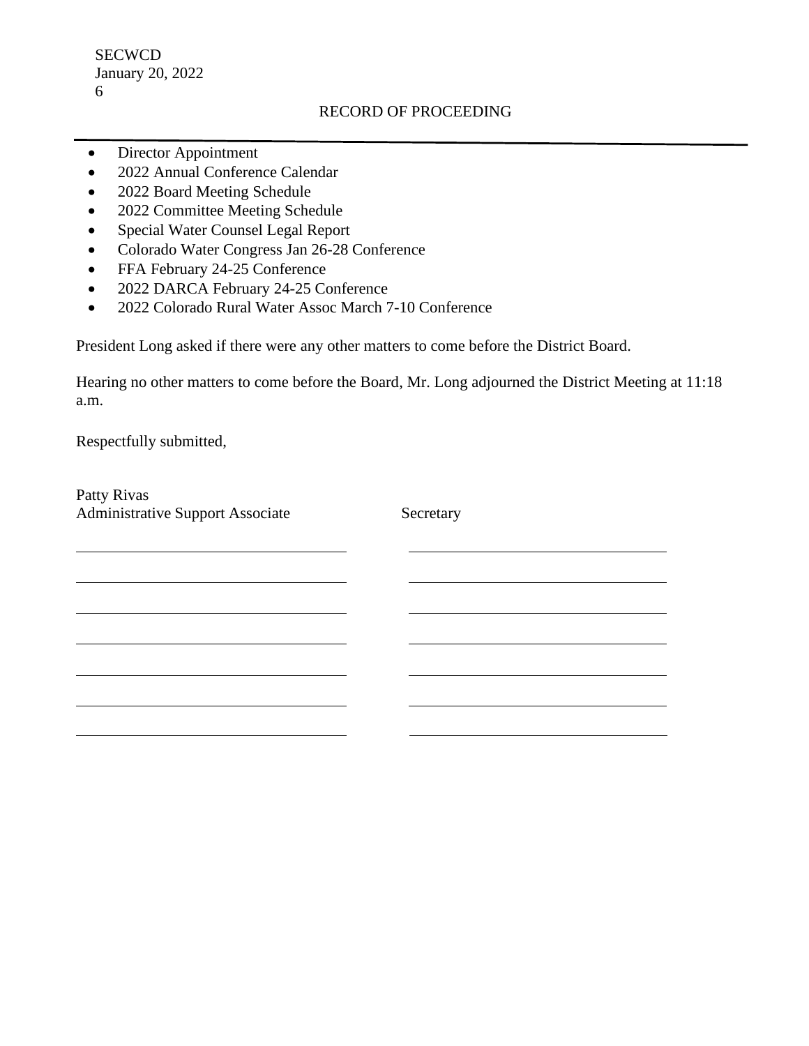- Director Appointment
- 2022 Annual Conference Calendar
- 2022 Board Meeting Schedule
- 2022 Committee Meeting Schedule
- Special Water Counsel Legal Report
- Colorado Water Congress Jan 26-28 Conference
- FFA February 24-25 Conference
- 2022 DARCA February 24-25 Conference
- 2022 Colorado Rural Water Assoc March 7-10 Conference

President Long asked if there were any other matters to come before the District Board.

Hearing no other matters to come before the Board, Mr. Long adjourned the District Meeting at 11:18 a.m.

Respectfully submitted,

Patty Rivas
Administrative Support Associate

Secretary

| | |
|---|---|
| ______________________________ | ______________________________ |
| ______________________________ | ______________________________ |
| ______________________________ | ______________________________ |
| ______________________________ | ______________________________ |
| ______________________________ | ______________________________ |
| ______________________________ | ______________________________ |
| ______________________________ | ______________________________ |